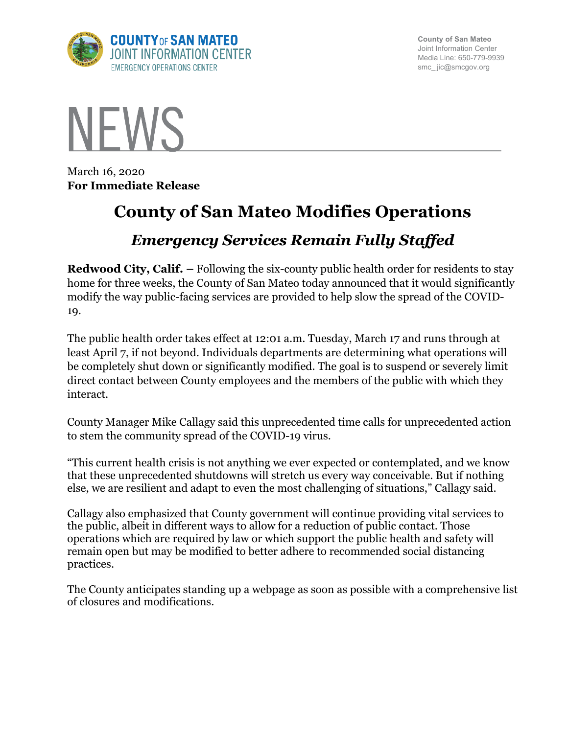**COUNTY OF SAN MATEO**
**JOINT INFORMATION CENTER**
EMERGENCY OPERATIONS CENTER

County of San Mateo
Joint Information Center
Media Line: 650-779-9939
smc_ jic@smcgov.org

# NEWS

March 16, 2020
**For Immediate Release**

## County of San Mateo Modifies Operations

### *Emergency Services Remain Fully Staffed*

**Redwood City, Calif. –** Following the six-county public health order for residents to stay home for three weeks, the County of San Mateo today announced that it would significantly modify the way public-facing services are provided to help slow the spread of the COVID-19.

The public health order takes effect at 12:01 a.m. Tuesday, March 17 and runs through at least April 7, if not beyond. Individuals departments are determining what operations will be completely shut down or significantly modified. The goal is to suspend or severely limit direct contact between County employees and the members of the public with which they interact.

County Manager Mike Callagy said this unprecedented time calls for unprecedented action to stem the community spread of the COVID-19 virus.

"This current health crisis is not anything we ever expected or contemplated, and we know that these unprecedented shutdowns will stretch us every way conceivable. But if nothing else, we are resilient and adapt to even the most challenging of situations," Callagy said.

Callagy also emphasized that County government will continue providing vital services to the public, albeit in different ways to allow for a reduction of public contact. Those operations which are required by law or which support the public health and safety will remain open but may be modified to better adhere to recommended social distancing practices.

The County anticipates standing up a webpage as soon as possible with a comprehensive list of closures and modifications.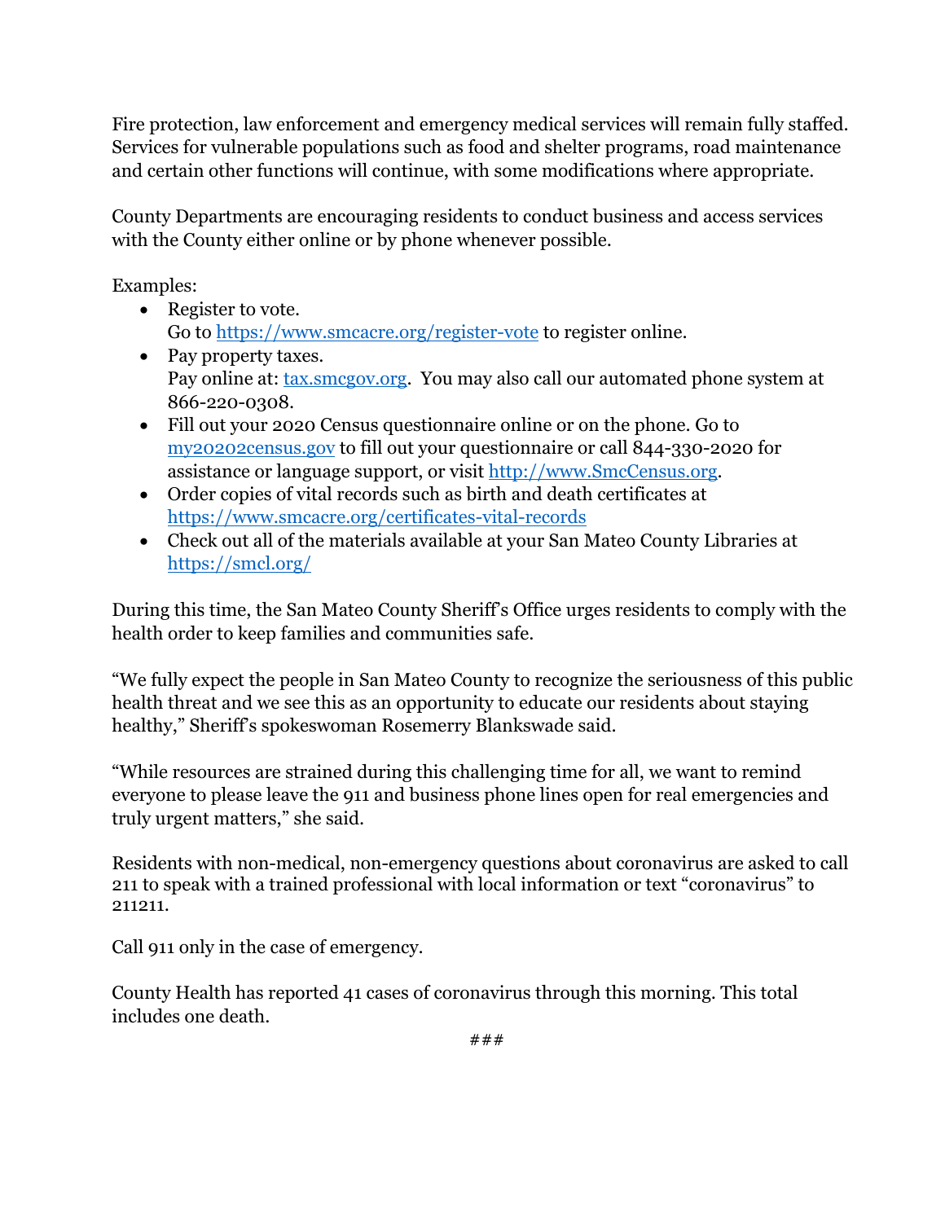Fire protection, law enforcement and emergency medical services will remain fully staffed. Services for vulnerable populations such as food and shelter programs, road maintenance and certain other functions will continue, with some modifications where appropriate.

County Departments are encouraging residents to conduct business and access services with the County either online or by phone whenever possible.

Examples:

- Register to vote.
  Go to [https://www.smcacre.org/register-vote](https://www.smcacre.org/register-vote) to register online.
- Pay property taxes.
  Pay online at: [tax.smcgov.org](tax.smcgov.org). You may also call our automated phone system at 866-220-0308.
- Fill out your 2020 Census questionnaire online or on the phone. Go to [my20202census.gov](my20202census.gov) to fill out your questionnaire or call 844-330-2020 for assistance or language support, or visit [http://www.SmcCensus.org](http://www.SmcCensus.org).
- Order copies of vital records such as birth and death certificates at [https://www.smcacre.org/certificates-vital-records](https://www.smcacre.org/certificates-vital-records)
- Check out all of the materials available at your San Mateo County Libraries at [https://smcl.org/](https://smcl.org/)

During this time, the San Mateo County Sheriff's Office urges residents to comply with the health order to keep families and communities safe.

"We fully expect the people in San Mateo County to recognize the seriousness of this public health threat and we see this as an opportunity to educate our residents about staying healthy," Sheriff's spokeswoman Rosemerry Blankswade said.

"While resources are strained during this challenging time for all, we want to remind everyone to please leave the 911 and business phone lines open for real emergencies and truly urgent matters," she said.

Residents with non-medical, non-emergency questions about coronavirus are asked to call 211 to speak with a trained professional with local information or text "coronavirus" to 211211.

Call 911 only in the case of emergency.

County Health has reported 41 cases of coronavirus through this morning. This total includes one death.

###